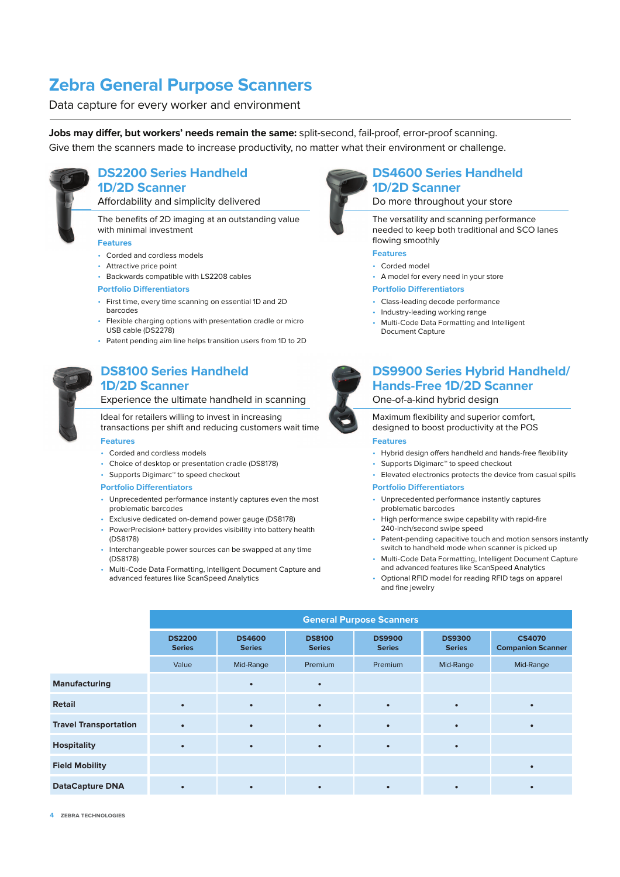# Zebra General Purpose Scanners

Data capture for every worker and environment

**Jobs may differ, but workers' needs remain the same:** split-second, fail-proof, error-proof scanning. Give them the scanners made to increase productivity, no matter what their environment or challenge.

## DS2200 Series Handheld 1D/2D Scanner

Affordability and simplicity delivered

The benefits of 2D imaging at an outstanding value with minimal investment

### Features

- Corded and cordless models
- Attractive price point
- Backwards compatible with LS2208 cables

### Portfolio Differentiators

- First time, every time scanning on essential 1D and 2D barcodes
- Flexible charging options with presentation cradle or micro USB cable (DS2278)
- Patent pending aim line helps transition users from 1D to 2D

## DS4600 Series Handheld 1D/2D Scanner

Do more throughout your store

The versatility and scanning performance needed to keep both traditional and SCO lanes flowing smoothly

### Features

- Corded model
- A model for every need in your store

### Portfolio Differentiators

- Class-leading decode performance
- Industry-leading working range
- Multi-Code Data Formatting and Intelligent Document Capture

## DS8100 Series Handheld 1D/2D Scanner

Experience the ultimate handheld in scanning

Ideal for retailers willing to invest in increasing transactions per shift and reducing customers wait time

### Features

- Corded and cordless models
- Choice of desktop or presentation cradle (DS8178)
- Supports Digimarc™ to speed checkout

### Portfolio Differentiators

- Unprecedented performance instantly captures even the most problematic barcodes
- Exclusive dedicated on-demand power gauge (DS8178)
- PowerPrecision+ battery provides visibility into battery health (DS8178)
- Interchangeable power sources can be swapped at any time (DS8178)
- Multi-Code Data Formatting, Intelligent Document Capture and advanced features like ScanSpeed Analytics

## DS9900 Series Hybrid Handheld/Hands-Free 1D/2D Scanner

One-of-a-kind hybrid design

Maximum flexibility and superior comfort, designed to boost productivity at the POS

### Features

- Hybrid design offers handheld and hands-free flexibility
- Supports Digimarc™ to speed checkout
- Elevated electronics protects the device from casual spills

### Portfolio Differentiators

- Unprecedented performance instantly captures problematic barcodes
- High performance swipe capability with rapid-fire 240-inch/second swipe speed
- Patent-pending capacitive touch and motion sensors instantly switch to handheld mode when scanner is picked up
- Multi-Code Data Formatting, Intelligent Document Capture and advanced features like ScanSpeed Analytics
- Optional RFID model for reading RFID tags on apparel and fine jewelry

| | General Purpose Scanners | | | | | |
|---|---|---|---|---|---|---|
| | **DS2200 Series** | **DS4600 Series** | **DS8100 Series** | **DS9900 Series** | **DS9300 Series** | **CS4070 Companion Scanner** |
| | Value | Mid-Range | Premium | Premium | Mid-Range | Mid-Range |
| **Manufacturing** | | • | • | | | |
| **Retail** | • | • | • | • | • | • |
| **Travel Transportation** | • | • | • | • | • | • |
| **Hospitality** | • | • | • | • | • | |
| **Field Mobility** | | | | | | • |
| **DataCapture DNA** | • | • | • | • | • | • |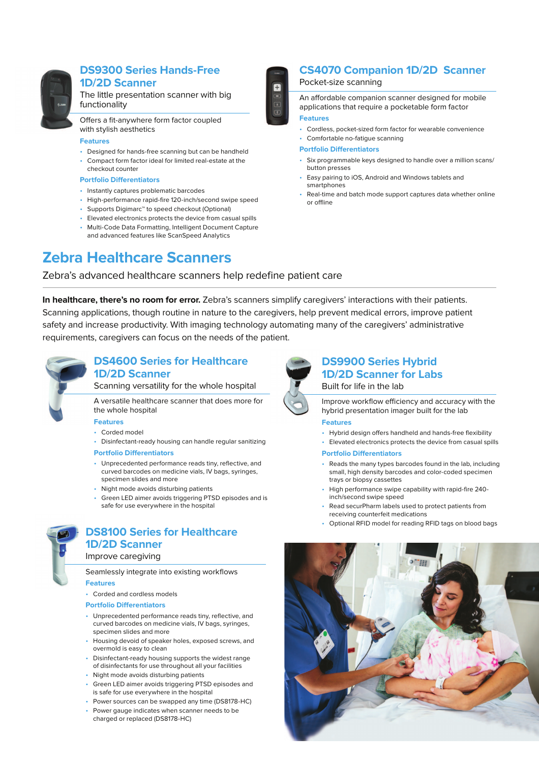## DS9300 Series Hands-Free 1D/2D Scanner

The little presentation scanner with big functionality

Offers a fit-anywhere form factor coupled with stylish aesthetics

**Features**

- Designed for hands-free scanning but can be handheld
- Compact form factor ideal for limited real-estate at the checkout counter

**Portfolio Differentiators**

- Instantly captures problematic barcodes
- High-performance rapid-fire 120-inch/second swipe speed
- Supports Digimarc™ to speed checkout (Optional)
- Elevated electronics protects the device from casual spills
- Multi-Code Data Formatting, Intelligent Document Capture and advanced features like ScanSpeed Analytics

## CS4070 Companion 1D/2D Scanner

Pocket-size scanning

An affordable companion scanner designed for mobile applications that require a pocketable form factor

**Features**

- Cordless, pocket-sized form factor for wearable convenience
- Comfortable no-fatigue scanning

**Portfolio Differentiators**

- Six programmable keys designed to handle over a million scans/button presses
- Easy pairing to iOS, Android and Windows tablets and smartphones
- Real-time and batch mode support captures data whether online or offline

# Zebra Healthcare Scanners

Zebra's advanced healthcare scanners help redefine patient care

**In healthcare, there's no room for error.** Zebra's scanners simplify caregivers' interactions with their patients. Scanning applications, though routine in nature to the caregivers, help prevent medical errors, improve patient safety and increase productivity. With imaging technology automating many of the caregivers' administrative requirements, caregivers can focus on the needs of the patient.

## DS4600 Series for Healthcare 1D/2D Scanner

Scanning versatility for the whole hospital

A versatile healthcare scanner that does more for the whole hospital

**Features**

- Corded model
- Disinfectant-ready housing can handle regular sanitizing

**Portfolio Differentiators**

- Unprecedented performance reads tiny, reflective, and curved barcodes on medicine vials, IV bags, syringes, specimen slides and more
- Night mode avoids disturbing patients
- Green LED aimer avoids triggering PTSD episodes and is safe for use everywhere in the hospital

## DS8100 Series for Healthcare 1D/2D Scanner

Improve caregiving

Seamlessly integrate into existing workflows

**Features**

- Corded and cordless models

**Portfolio Differentiators**

- Unprecedented performance reads tiny, reflective, and curved barcodes on medicine vials, IV bags, syringes, specimen slides and more
- Housing devoid of speaker holes, exposed screws, and overmold is easy to clean
- Disinfectant-ready housing supports the widest range of disinfectants for use throughout all your facilities
- Night mode avoids disturbing patients
- Green LED aimer avoids triggering PTSD episodes and is safe for use everywhere in the hospital
- Power sources can be swapped any time (DS8178-HC)
- Power gauge indicates when scanner needs to be charged or replaced (DS8178-HC)

## DS9900 Series Hybrid 1D/2D Scanner for Labs

Built for life in the lab

Improve workflow efficiency and accuracy with the hybrid presentation imager built for the lab

**Features**

- Hybrid design offers handheld and hands-free flexibility
- Elevated electronics protects the device from casual spills

**Portfolio Differentiators**

- Reads the many types barcodes found in the lab, including small, high density barcodes and color-coded specimen trays or biopsy cassettes
- High performance swipe capability with rapid-fire 240-inch/second swipe speed
- Read securPharm labels used to protect patients from receiving counterfeit medications
- Optional RFID model for reading RFID tags on blood bags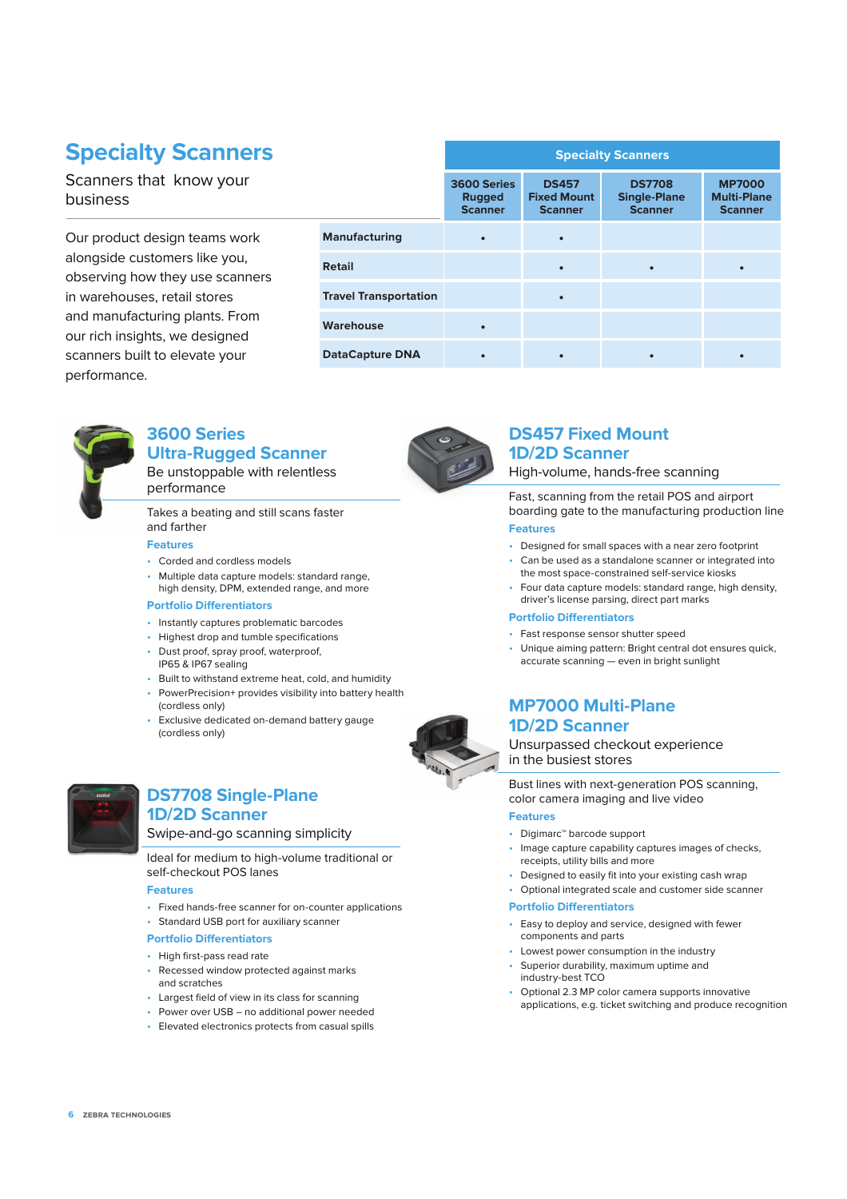# Specialty Scanners

Scanners that know your business

Our product design teams work alongside customers like you, observing how they use scanners in warehouses, retail stores and manufacturing plants. From our rich insights, we designed scanners built to elevate your performance.

| | Specialty Scanners | | | |
|---|---|---|---|---|
| | 3600 Series Rugged Scanner | DS457 Fixed Mount Scanner | DS7708 Single-Plane Scanner | MP7000 Multi-Plane Scanner |
| **Manufacturing** | • | • | | |
| **Retail** | | • | • | • |
| **Travel Transportation** | | • | | |
| **Warehouse** | • | | | |
| **DataCapture DNA** | • | • | • | • |

## 3600 Series Ultra-Rugged Scanner

Be unstoppable with relentless performance

Takes a beating and still scans faster and farther

### Features

- Corded and cordless models
- Multiple data capture models: standard range, high density, DPM, extended range, and more

### Portfolio Differentiators

- Instantly captures problematic barcodes
- Highest drop and tumble specifications
- Dust proof, spray proof, waterproof, IP65 & IP67 sealing
- Built to withstand extreme heat, cold, and humidity
- PowerPrecision+ provides visibility into battery health (cordless only)
- Exclusive dedicated on-demand battery gauge (cordless only)

## DS7708 Single-Plane 1D/2D Scanner

Swipe-and-go scanning simplicity

Ideal for medium to high-volume traditional or self-checkout POS lanes

### Features

- Fixed hands-free scanner for on-counter applications
- Standard USB port for auxiliary scanner

### Portfolio Differentiators

- High first-pass read rate
- Recessed window protected against marks and scratches
- Largest field of view in its class for scanning
- Power over USB – no additional power needed
- Elevated electronics protects from casual spills

## DS457 Fixed Mount 1D/2D Scanner

High-volume, hands-free scanning

Fast, scanning from the retail POS and airport boarding gate to the manufacturing production line

### Features

- Designed for small spaces with a near zero footprint
- Can be used as a standalone scanner or integrated into the most space-constrained self-service kiosks
- Four data capture models: standard range, high density, driver's license parsing, direct part marks

### Portfolio Differentiators

- Fast response sensor shutter speed
- Unique aiming pattern: Bright central dot ensures quick, accurate scanning — even in bright sunlight

## MP7000 Multi-Plane 1D/2D Scanner

Unsurpassed checkout experience in the busiest stores

Bust lines with next-generation POS scanning, color camera imaging and live video

### Features

- Digimarc™ barcode support
- Image capture capability captures images of checks, receipts, utility bills and more
- Designed to easily fit into your existing cash wrap
- Optional integrated scale and customer side scanner

### Portfolio Differentiators

- Easy to deploy and service, designed with fewer components and parts
- Lowest power consumption in the industry
- Superior durability, maximum uptime and industry-best TCO
- Optional 2.3 MP color camera supports innovative applications, e.g. ticket switching and produce recognition